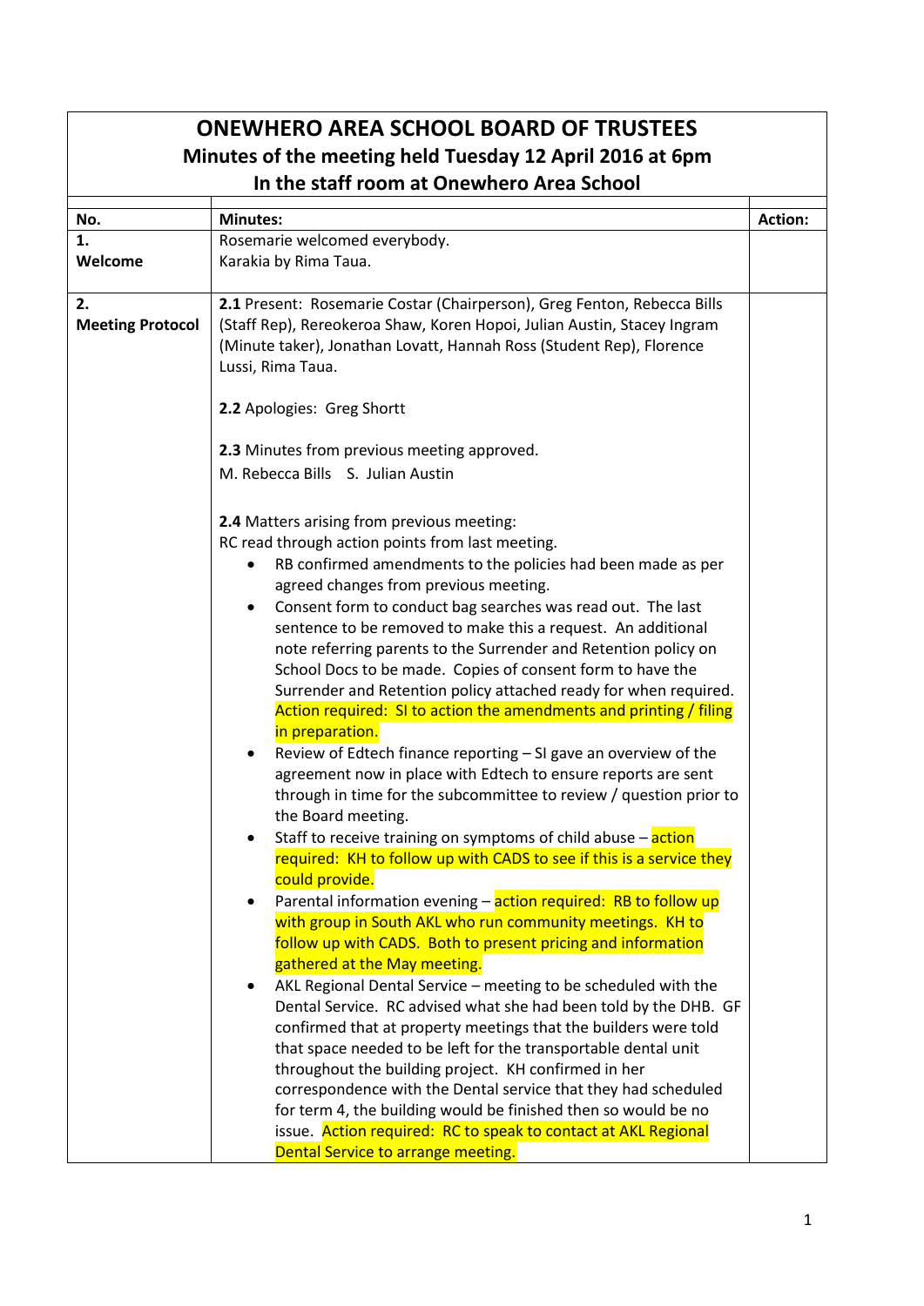# ONEWHERO AREA SCHOOL BOARD OF TRUSTEES

## Minutes of the meeting held Tuesday 12 April 2016 at 6pm

## In the staff room at Onewhero Area School

| No. | Minutes: | Action: |
|---|---|---|
| **1.**<br>**Welcome** | Rosemarie welcomed everybody.<br>Karakia by Rima Taua. | |
| **2.**<br>**Meeting Protocol** | **2.1** Present: Rosemarie Costar (Chairperson), Greg Fenton, Rebecca Bills (Staff Rep), Rereokeroa Shaw, Koren Hopoi, Julian Austin, Stacey Ingram (Minute taker), Jonathan Lovatt, Hannah Ross (Student Rep), Florence Lussi, Rima Taua.<br><br>**2.2** Apologies: Greg Shortt<br><br>**2.3** Minutes from previous meeting approved.<br>M. Rebecca Bills S. Julian Austin<br><br>**2.4** Matters arising from previous meeting:<br>RC read through action points from last meeting.<br>• RB confirmed amendments to the policies had been made as per agreed changes from previous meeting.<br>• Consent form to conduct bag searches was read out. The last sentence to be removed to make this a request. An additional note referring parents to the Surrender and Retention policy on School Docs to be made. Copies of consent form to have the Surrender and Retention policy attached ready for when required. Action required: SI to action the amendments and printing / filing in preparation.<br>• Review of Edtech finance reporting – SI gave an overview of the agreement now in place with Edtech to ensure reports are sent through in time for the subcommittee to review / question prior to the Board meeting.<br>• Staff to receive training on symptoms of child abuse – action required: KH to follow up with CADS to see if this is a service they could provide.<br>• Parental information evening – action required: RB to follow up with group in South AKL who run community meetings. KH to follow up with CADS. Both to present pricing and information gathered at the May meeting.<br>• AKL Regional Dental Service – meeting to be scheduled with the Dental Service. RC advised what she had been told by the DHB. GF confirmed that at property meetings that the builders were told that space needed to be left for the transportable dental unit throughout the building project. KH confirmed in her correspondence with the Dental service that they had scheduled for term 4, the building would be finished then so would be no issue. Action required: RC to speak to contact at AKL Regional Dental Service to arrange meeting. | |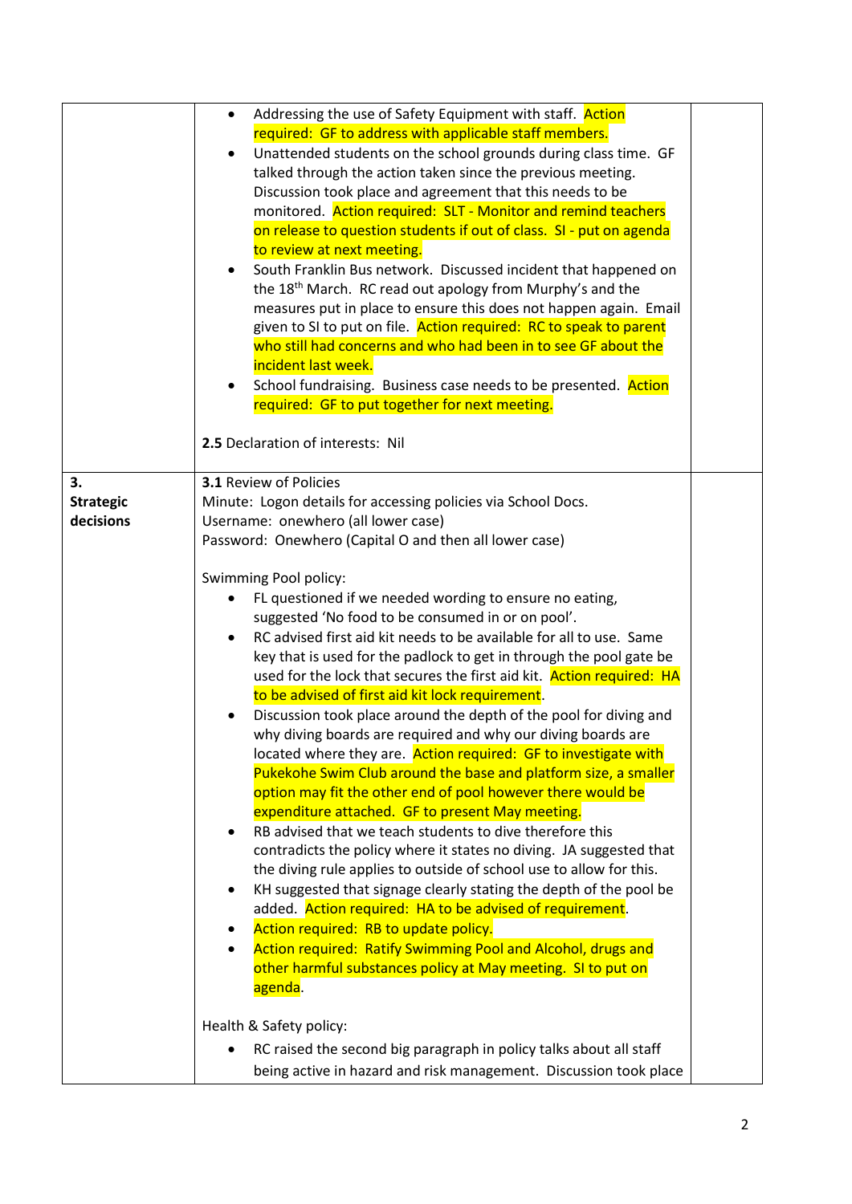| | | |
|---|---|---|
| | • Addressing the use of Safety Equipment with staff. Action required: GF to address with applicable staff members.<br>• Unattended students on the school grounds during class time. GF talked through the action taken since the previous meeting. Discussion took place and agreement that this needs to be monitored. Action required: SLT - Monitor and remind teachers on release to question students if out of class. SI - put on agenda to review at next meeting.<br>• South Franklin Bus network. Discussed incident that happened on the 18th March. RC read out apology from Murphy's and the measures put in place to ensure this does not happen again. Email given to SI to put on file. Action required: RC to speak to parent who still had concerns and who had been in to see GF about the incident last week.<br>• School fundraising. Business case needs to be presented. Action required: GF to put together for next meeting.<br><br>**2.5** Declaration of interests: Nil | |
| **3. Strategic decisions** | **3.1** Review of Policies<br>Minute: Logon details for accessing policies via School Docs.<br>Username: onewhero (all lower case)<br>Password: Onewhero (Capital O and then all lower case)<br><br>Swimming Pool policy:<br>• FL questioned if we needed wording to ensure no eating, suggested 'No food to be consumed in or on pool'.<br>• RC advised first aid kit needs to be available for all to use. Same key that is used for the padlock to get in through the pool gate be used for the lock that secures the first aid kit. Action required: HA to be advised of first aid kit lock requirement.<br>• Discussion took place around the depth of the pool for diving and why diving boards are required and why our diving boards are located where they are. Action required: GF to investigate with Pukekohe Swim Club around the base and platform size, a smaller option may fit the other end of pool however there would be expenditure attached. GF to present May meeting.<br>• RB advised that we teach students to dive therefore this contradicts the policy where it states no diving. JA suggested that the diving rule applies to outside of school use to allow for this.<br>• KH suggested that signage clearly stating the depth of the pool be added. Action required: HA to be advised of requirement.<br>• Action required: RB to update policy.<br>• Action required: Ratify Swimming Pool and Alcohol, drugs and other harmful substances policy at May meeting. SI to put on agenda.<br><br>Health & Safety policy:<br>• RC raised the second big paragraph in policy talks about all staff being active in hazard and risk management. Discussion took place | |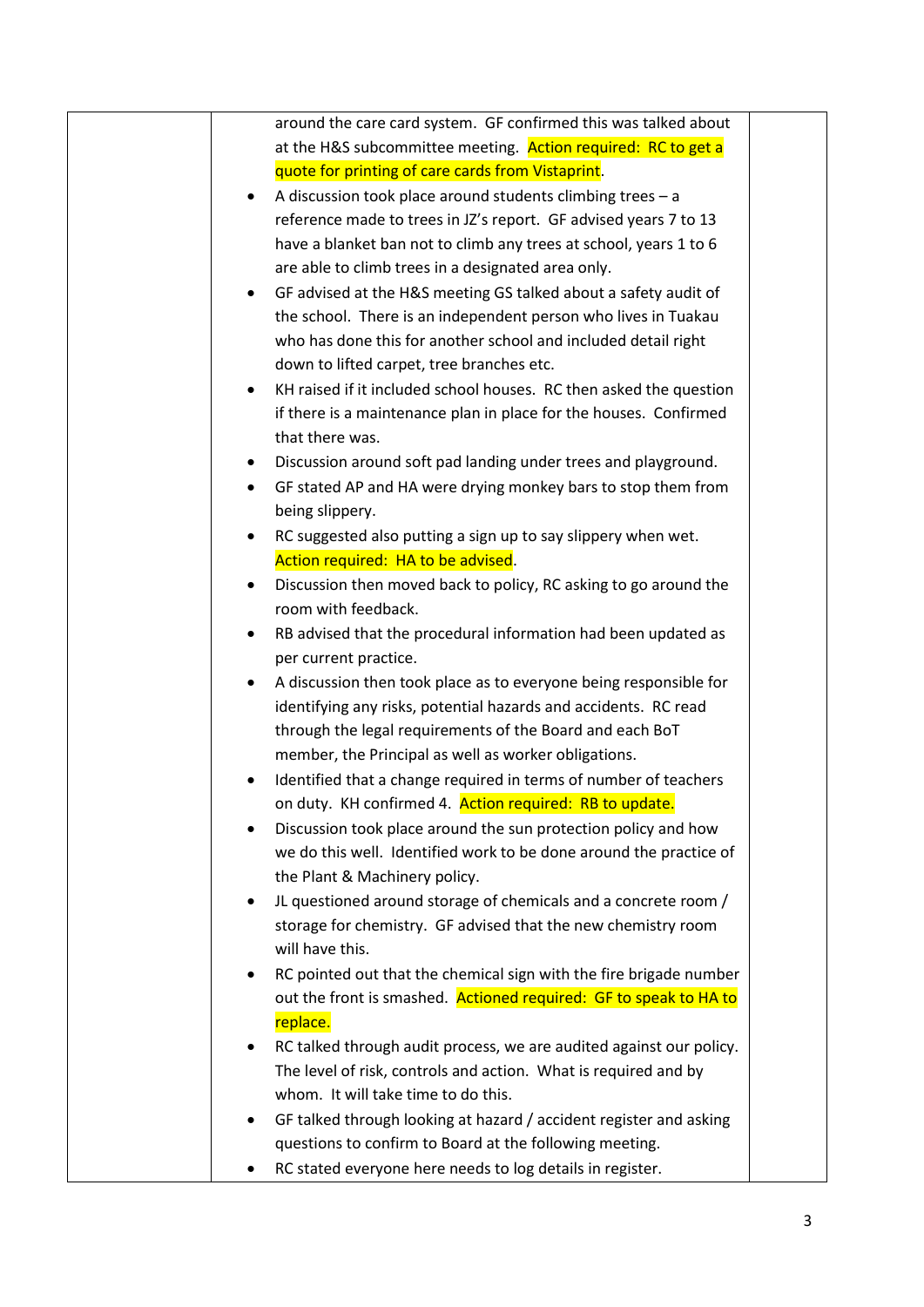| | | |
|---|---|---|
| | around the care card system. GF confirmed this was talked about at the H&S subcommittee meeting. **Action required: RC to get a quote for printing of care cards from Vistaprint**.<br>• A discussion took place around students climbing trees – a reference made to trees in JZ's report. GF advised years 7 to 13 have a blanket ban not to climb any trees at school, years 1 to 6 are able to climb trees in a designated area only.<br>• GF advised at the H&S meeting GS talked about a safety audit of the school. There is an independent person who lives in Tuakau who has done this for another school and included detail right down to lifted carpet, tree branches etc.<br>• KH raised if it included school houses. RC then asked the question if there is a maintenance plan in place for the houses. Confirmed that there was.<br>• Discussion around soft pad landing under trees and playground.<br>• GF stated AP and HA were drying monkey bars to stop them from being slippery.<br>• RC suggested also putting a sign up to say slippery when wet. **Action required: HA to be advised**.<br>• Discussion then moved back to policy, RC asking to go around the room with feedback.<br>• RB advised that the procedural information had been updated as per current practice.<br>• A discussion then took place as to everyone being responsible for identifying any risks, potential hazards and accidents. RC read through the legal requirements of the Board and each BoT member, the Principal as well as worker obligations.<br>• Identified that a change required in terms of number of teachers on duty. KH confirmed 4. **Action required: RB to update.**<br>• Discussion took place around the sun protection policy and how we do this well. Identified work to be done around the practice of the Plant & Machinery policy.<br>• JL questioned around storage of chemicals and a concrete room / storage for chemistry. GF advised that the new chemistry room will have this.<br>• RC pointed out that the chemical sign with the fire brigade number out the front is smashed. **Actioned required: GF to speak to HA to replace.**<br>• RC talked through audit process, we are audited against our policy. The level of risk, controls and action. What is required and by whom. It will take time to do this.<br>• GF talked through looking at hazard / accident register and asking questions to confirm to Board at the following meeting.<br>• RC stated everyone here needs to log details in register. | |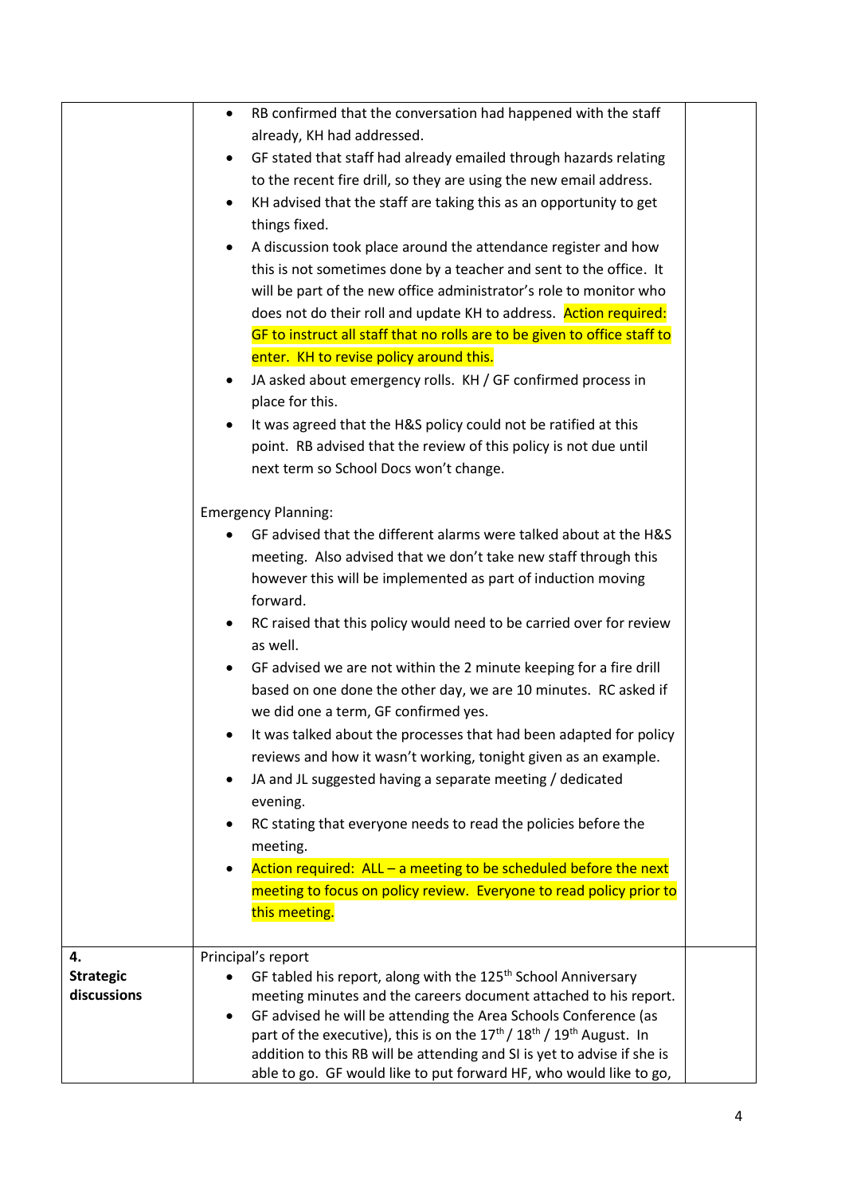| | | |
|---|---|---|
| | • RB confirmed that the conversation had happened with the staff already, KH had addressed.<br>• GF stated that staff had already emailed through hazards relating to the recent fire drill, so they are using the new email address.<br>• KH advised that the staff are taking this as an opportunity to get things fixed.<br>• A discussion took place around the attendance register and how this is not sometimes done by a teacher and sent to the office. It will be part of the new office administrator's role to monitor who does not do their roll and update KH to address. Action required: GF to instruct all staff that no rolls are to be given to office staff to enter. KH to revise policy around this.<br>• JA asked about emergency rolls. KH / GF confirmed process in place for this.<br>• It was agreed that the H&S policy could not be ratified at this point. RB advised that the review of this policy is not due until next term so School Docs won't change.<br><br>Emergency Planning:<br>• GF advised that the different alarms were talked about at the H&S meeting. Also advised that we don't take new staff through this however this will be implemented as part of induction moving forward.<br>• RC raised that this policy would need to be carried over for review as well.<br>• GF advised we are not within the 2 minute keeping for a fire drill based on one done the other day, we are 10 minutes. RC asked if we did one a term, GF confirmed yes.<br>• It was talked about the processes that had been adapted for policy reviews and how it wasn't working, tonight given as an example.<br>• JA and JL suggested having a separate meeting / dedicated evening.<br>• RC stating that everyone needs to read the policies before the meeting.<br>• Action required: ALL – a meeting to be scheduled before the next meeting to focus on policy review. Everyone to read policy prior to this meeting. | |
| **4. Strategic discussions** | Principal's report<br>• GF tabled his report, along with the 125th School Anniversary meeting minutes and the careers document attached to his report.<br>• GF advised he will be attending the Area Schools Conference (as part of the executive), this is on the 17th / 18th / 19th August. In addition to this RB will be attending and SI is yet to advise if she is able to go. GF would like to put forward HF, who would like to go, | |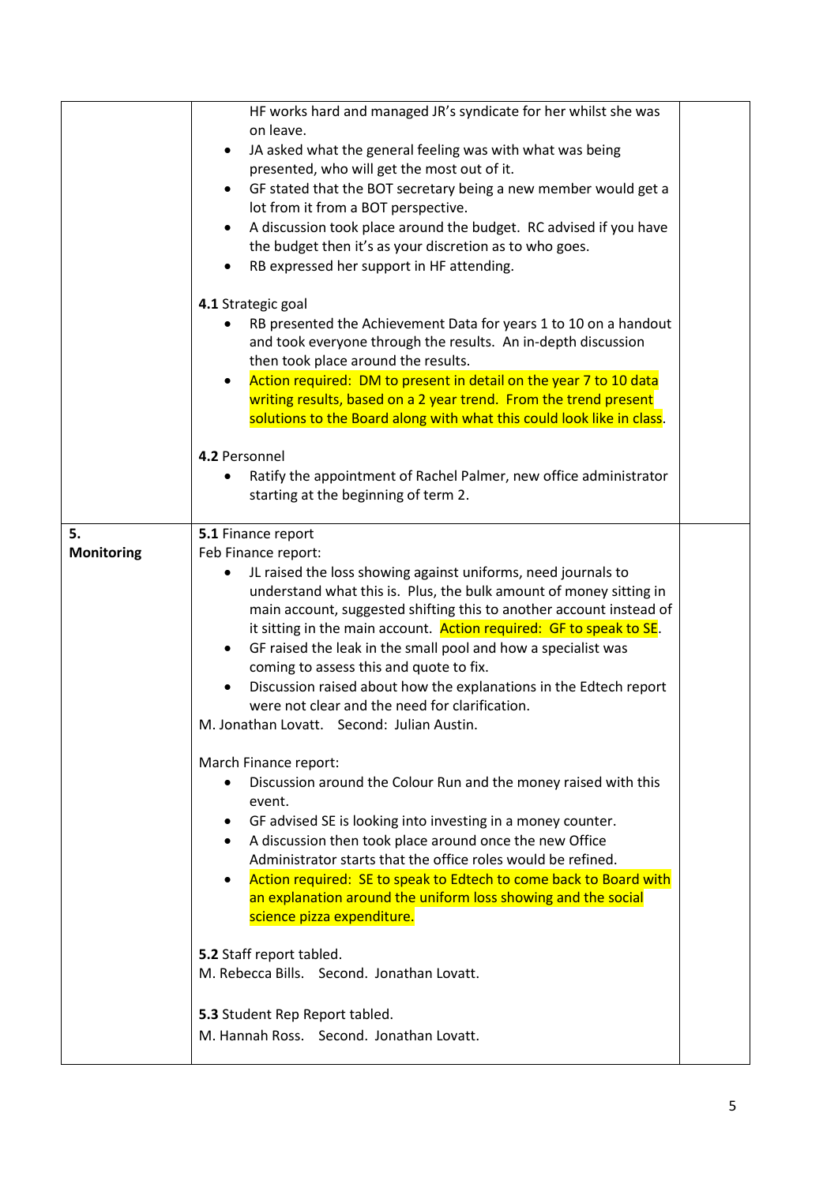| | | |
|---|---|---|
| | HF works hard and managed JR's syndicate for her whilst she was on leave.<br>• JA asked what the general feeling was with what was being presented, who will get the most out of it.<br>• GF stated that the BOT secretary being a new member would get a lot from it from a BOT perspective.<br>• A discussion took place around the budget. RC advised if you have the budget then it's as your discretion as to who goes.<br>• RB expressed her support in HF attending.<br><br>**4.1** Strategic goal<br>• RB presented the Achievement Data for years 1 to 10 on a handout and took everyone through the results. An in-depth discussion then took place around the results.<br>• Action required: DM to present in detail on the year 7 to 10 data writing results, based on a 2 year trend. From the trend present solutions to the Board along with what this could look like in class.<br><br>**4.2** Personnel<br>• Ratify the appointment of Rachel Palmer, new office administrator starting at the beginning of term 2. | |
| **5. Monitoring** | **5.1** Finance report<br>Feb Finance report:<br>• JL raised the loss showing against uniforms, need journals to understand what this is. Plus, the bulk amount of money sitting in main account, suggested shifting this to another account instead of it sitting in the main account. Action required: GF to speak to SE.<br>• GF raised the leak in the small pool and how a specialist was coming to assess this and quote to fix.<br>• Discussion raised about how the explanations in the Edtech report were not clear and the need for clarification.<br>M. Jonathan Lovatt. Second: Julian Austin.<br><br>March Finance report:<br>• Discussion around the Colour Run and the money raised with this event.<br>• GF advised SE is looking into investing in a money counter.<br>• A discussion then took place around once the new Office Administrator starts that the office roles would be refined.<br>• Action required: SE to speak to Edtech to come back to Board with an explanation around the uniform loss showing and the social science pizza expenditure.<br><br>**5.2** Staff report tabled.<br>M. Rebecca Bills. Second. Jonathan Lovatt.<br><br>**5.3** Student Rep Report tabled.<br>M. Hannah Ross. Second. Jonathan Lovatt. | |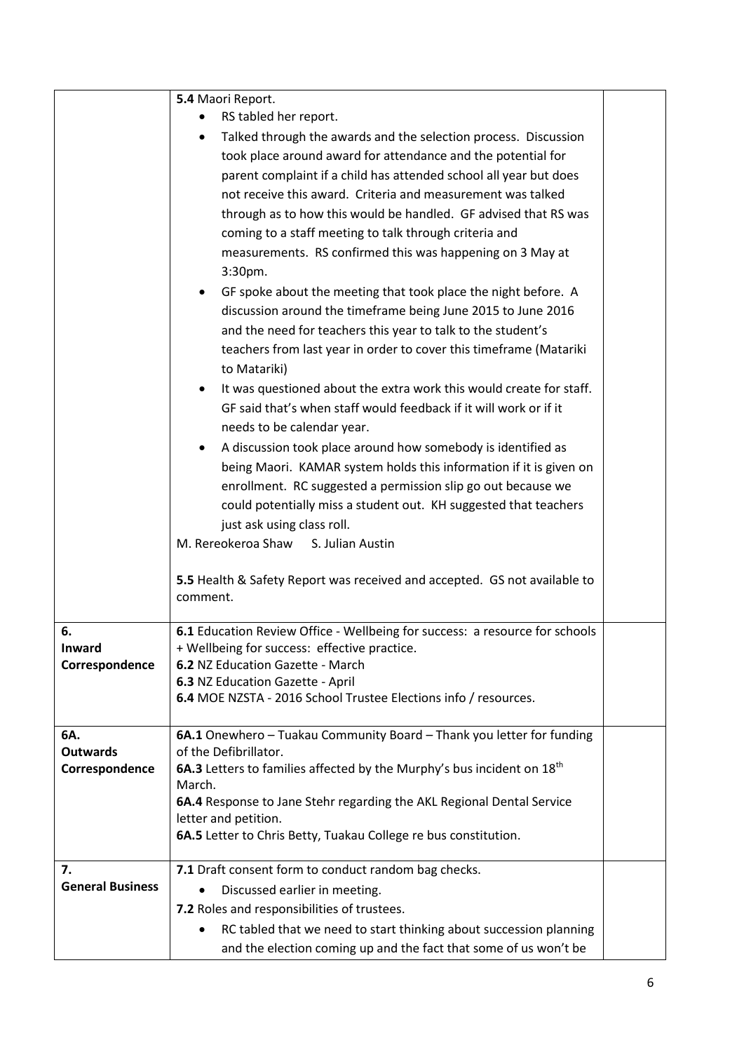| | | |
|---|---|---|
| | **5.4** Maori Report.<br>• RS tabled her report.<br>• Talked through the awards and the selection process. Discussion took place around award for attendance and the potential for parent complaint if a child has attended school all year but does not receive this award. Criteria and measurement was talked through as to how this would be handled. GF advised that RS was coming to a staff meeting to talk through criteria and measurements. RS confirmed this was happening on 3 May at 3:30pm.<br>• GF spoke about the meeting that took place the night before. A discussion around the timeframe being June 2015 to June 2016 and the need for teachers this year to talk to the student's teachers from last year in order to cover this timeframe (Matariki to Matariki)<br>• It was questioned about the extra work this would create for staff. GF said that's when staff would feedback if it will work or if it needs to be calendar year.<br>• A discussion took place around how somebody is identified as being Maori. KAMAR system holds this information if it is given on enrollment. RC suggested a permission slip go out because we could potentially miss a student out. KH suggested that teachers just ask using class roll.<br>M. Rereokeroa Shaw S. Julian Austin<br><br>**5.5** Health & Safety Report was received and accepted. GS not available to comment. | |
| **6. Inward Correspondence** | **6.1** Education Review Office - Wellbeing for success: a resource for schools + Wellbeing for success: effective practice.<br>**6.2** NZ Education Gazette - March<br>**6.3** NZ Education Gazette - April<br>**6.4** MOE NZSTA - 2016 School Trustee Elections info / resources. | |
| **6A. Outwards Correspondence** | **6A.1** Onewhero – Tuakau Community Board – Thank you letter for funding of the Defibrillator.<br>**6A.3** Letters to families affected by the Murphy's bus incident on 18th March.<br>**6A.4** Response to Jane Stehr regarding the AKL Regional Dental Service letter and petition.<br>**6A.5** Letter to Chris Betty, Tuakau College re bus constitution. | |
| **7. General Business** | **7.1** Draft consent form to conduct random bag checks.<br>• Discussed earlier in meeting.<br>**7.2** Roles and responsibilities of trustees.<br>• RC tabled that we need to start thinking about succession planning and the election coming up and the fact that some of us won't be | |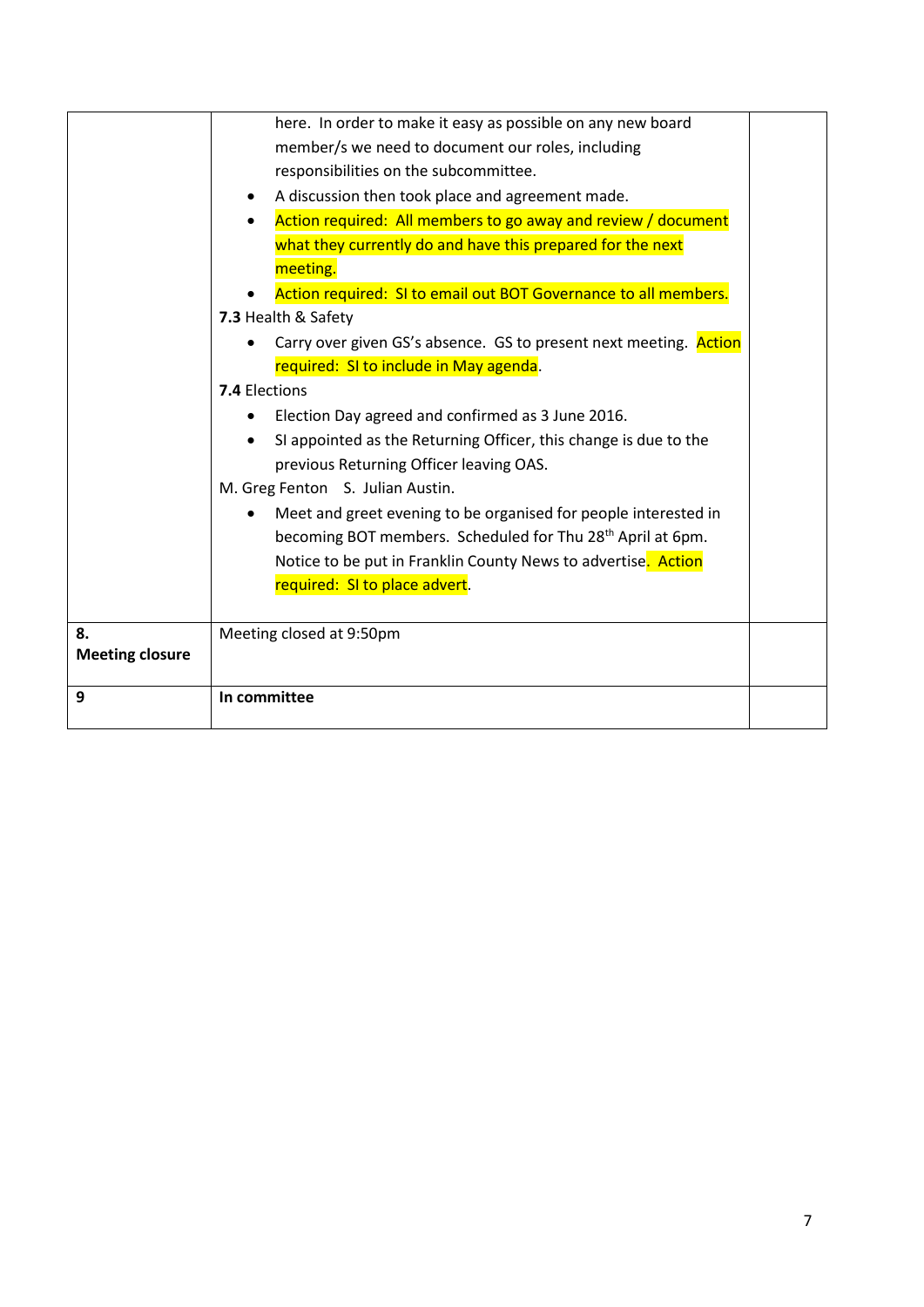| | | |
|---|---|---|
| | here. In order to make it easy as possible on any new board member/s we need to document our roles, including responsibilities on the subcommittee.<br>• A discussion then took place and agreement made.<br>• Action required: All members to go away and review / document what they currently do and have this prepared for the next meeting.<br>• Action required: SI to email out BOT Governance to all members.<br>**7.3** Health & Safety<br>• Carry over given GS's absence. GS to present next meeting. Action required: SI to include in May agenda.<br>**7.4** Elections<br>• Election Day agreed and confirmed as 3 June 2016.<br>• SI appointed as the Returning Officer, this change is due to the previous Returning Officer leaving OAS.<br>M. Greg Fenton S. Julian Austin.<br>• Meet and greet evening to be organised for people interested in becoming BOT members. Scheduled for Thu 28th April at 6pm. Notice to be put in Franklin County News to advertise. Action required: SI to place advert. | |
| **8. Meeting closure** | Meeting closed at 9:50pm | |
| **9** | **In committee** | |